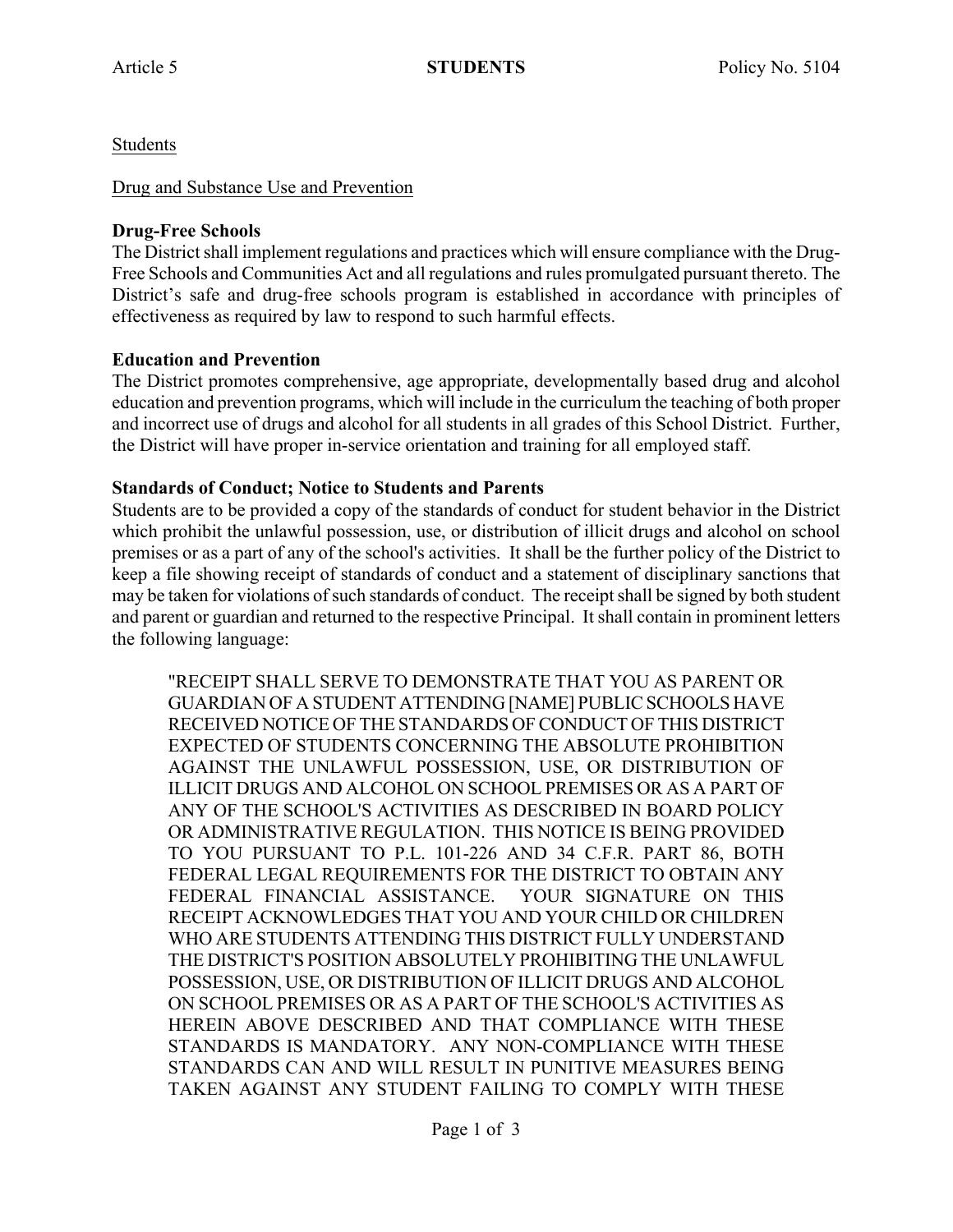Students

Drug and Substance Use and Prevention

**Drug-Free Schools**
The District shall implement regulations and practices which will ensure compliance with the Drug-Free Schools and Communities Act and all regulations and rules promulgated pursuant thereto. The District's safe and drug-free schools program is established in accordance with principles of effectiveness as required by law to respond to such harmful effects.

**Education and Prevention**
The District promotes comprehensive, age appropriate, developmentally based drug and alcohol education and prevention programs, which will include in the curriculum the teaching of both proper and incorrect use of drugs and alcohol for all students in all grades of this School District. Further, the District will have proper in-service orientation and training for all employed staff.

**Standards of Conduct; Notice to Students and Parents**
Students are to be provided a copy of the standards of conduct for student behavior in the District which prohibit the unlawful possession, use, or distribution of illicit drugs and alcohol on school premises or as a part of any of the school's activities. It shall be the further policy of the District to keep a file showing receipt of standards of conduct and a statement of disciplinary sanctions that may be taken for violations of such standards of conduct. The receipt shall be signed by both student and parent or guardian and returned to the respective Principal. It shall contain in prominent letters the following language:

> "RECEIPT SHALL SERVE TO DEMONSTRATE THAT YOU AS PARENT OR GUARDIAN OF A STUDENT ATTENDING [NAME] PUBLIC SCHOOLS HAVE RECEIVED NOTICE OF THE STANDARDS OF CONDUCT OF THIS DISTRICT EXPECTED OF STUDENTS CONCERNING THE ABSOLUTE PROHIBITION AGAINST THE UNLAWFUL POSSESSION, USE, OR DISTRIBUTION OF ILLICIT DRUGS AND ALCOHOL ON SCHOOL PREMISES OR AS A PART OF ANY OF THE SCHOOL'S ACTIVITIES AS DESCRIBED IN BOARD POLICY OR ADMINISTRATIVE REGULATION. THIS NOTICE IS BEING PROVIDED TO YOU PURSUANT TO P.L. 101-226 AND 34 C.F.R. PART 86, BOTH FEDERAL LEGAL REQUIREMENTS FOR THE DISTRICT TO OBTAIN ANY FEDERAL FINANCIAL ASSISTANCE. YOUR SIGNATURE ON THIS RECEIPT ACKNOWLEDGES THAT YOU AND YOUR CHILD OR CHILDREN WHO ARE STUDENTS ATTENDING THIS DISTRICT FULLY UNDERSTAND THE DISTRICT'S POSITION ABSOLUTELY PROHIBITING THE UNLAWFUL POSSESSION, USE, OR DISTRIBUTION OF ILLICIT DRUGS AND ALCOHOL ON SCHOOL PREMISES OR AS A PART OF THE SCHOOL'S ACTIVITIES AS HEREIN ABOVE DESCRIBED AND THAT COMPLIANCE WITH THESE STANDARDS IS MANDATORY. ANY NON-COMPLIANCE WITH THESE STANDARDS CAN AND WILL RESULT IN PUNITIVE MEASURES BEING TAKEN AGAINST ANY STUDENT FAILING TO COMPLY WITH THESE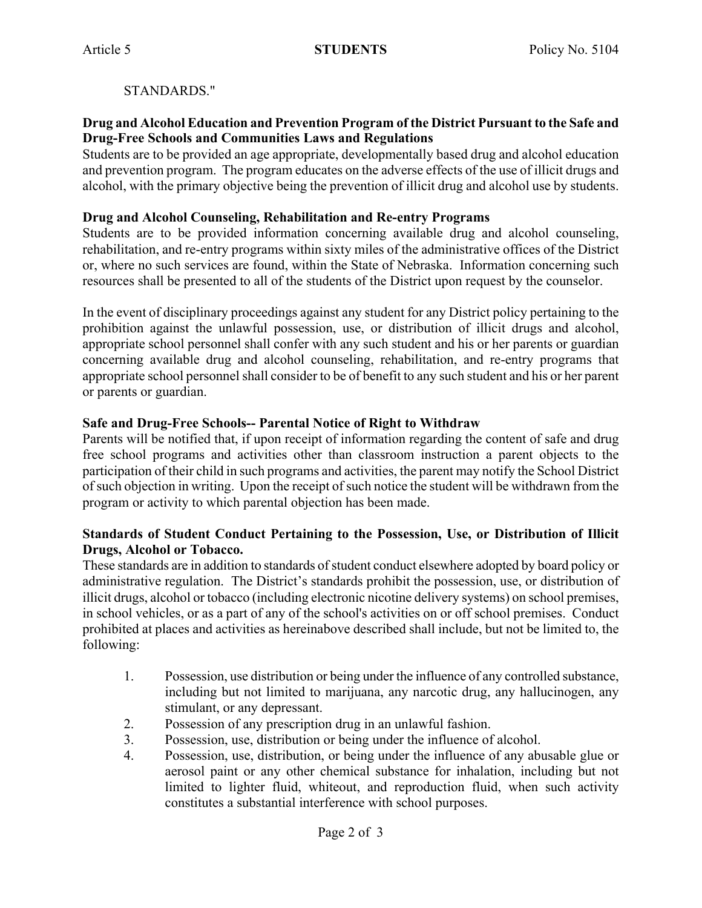STANDARDS."

**Drug and Alcohol Education and Prevention Program of the District Pursuant to the Safe and Drug-Free Schools and Communities Laws and Regulations**

Students are to be provided an age appropriate, developmentally based drug and alcohol education and prevention program. The program educates on the adverse effects of the use of illicit drugs and alcohol, with the primary objective being the prevention of illicit drug and alcohol use by students.

**Drug and Alcohol Counseling, Rehabilitation and Re-entry Programs**

Students are to be provided information concerning available drug and alcohol counseling, rehabilitation, and re-entry programs within sixty miles of the administrative offices of the District or, where no such services are found, within the State of Nebraska. Information concerning such resources shall be presented to all of the students of the District upon request by the counselor.

In the event of disciplinary proceedings against any student for any District policy pertaining to the prohibition against the unlawful possession, use, or distribution of illicit drugs and alcohol, appropriate school personnel shall confer with any such student and his or her parents or guardian concerning available drug and alcohol counseling, rehabilitation, and re-entry programs that appropriate school personnel shall consider to be of benefit to any such student and his or her parent or parents or guardian.

**Safe and Drug-Free Schools-- Parental Notice of Right to Withdraw**

Parents will be notified that, if upon receipt of information regarding the content of safe and drug free school programs and activities other than classroom instruction a parent objects to the participation of their child in such programs and activities, the parent may notify the School District of such objection in writing. Upon the receipt of such notice the student will be withdrawn from the program or activity to which parental objection has been made.

**Standards of Student Conduct Pertaining to the Possession, Use, or Distribution of Illicit Drugs, Alcohol or Tobacco.**

These standards are in addition to standards of student conduct elsewhere adopted by board policy or administrative regulation. The District's standards prohibit the possession, use, or distribution of illicit drugs, alcohol or tobacco (including electronic nicotine delivery systems) on school premises, in school vehicles, or as a part of any of the school's activities on or off school premises. Conduct prohibited at places and activities as hereinabove described shall include, but not be limited to, the following:

1. Possession, use distribution or being under the influence of any controlled substance, including but not limited to marijuana, any narcotic drug, any hallucinogen, any stimulant, or any depressant.
2. Possession of any prescription drug in an unlawful fashion.
3. Possession, use, distribution or being under the influence of alcohol.
4. Possession, use, distribution, or being under the influence of any abusable glue or aerosol paint or any other chemical substance for inhalation, including but not limited to lighter fluid, whiteout, and reproduction fluid, when such activity constitutes a substantial interference with school purposes.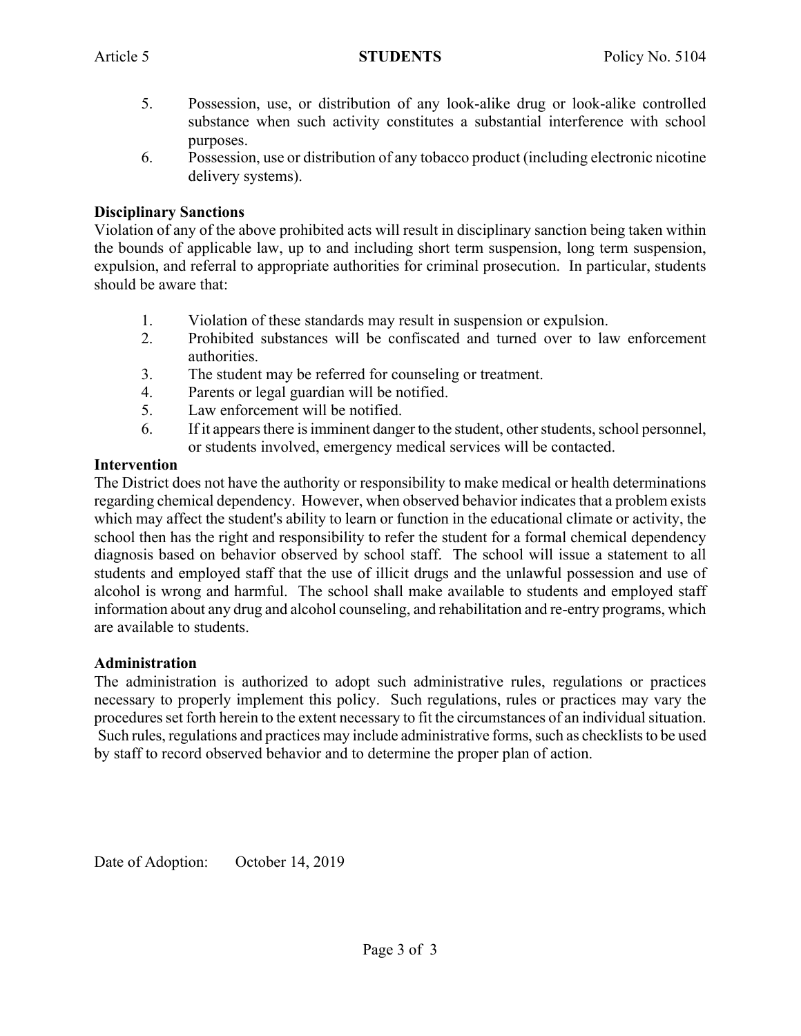5. Possession, use, or distribution of any look-alike drug or look-alike controlled substance when such activity constitutes a substantial interference with school purposes.
6. Possession, use or distribution of any tobacco product (including electronic nicotine delivery systems).

**Disciplinary Sanctions**

Violation of any of the above prohibited acts will result in disciplinary sanction being taken within the bounds of applicable law, up to and including short term suspension, long term suspension, expulsion, and referral to appropriate authorities for criminal prosecution. In particular, students should be aware that:

1. Violation of these standards may result in suspension or expulsion.
2. Prohibited substances will be confiscated and turned over to law enforcement authorities.
3. The student may be referred for counseling or treatment.
4. Parents or legal guardian will be notified.
5. Law enforcement will be notified.
6. If it appears there is imminent danger to the student, other students, school personnel, or students involved, emergency medical services will be contacted.

**Intervention**

The District does not have the authority or responsibility to make medical or health determinations regarding chemical dependency. However, when observed behavior indicates that a problem exists which may affect the student's ability to learn or function in the educational climate or activity, the school then has the right and responsibility to refer the student for a formal chemical dependency diagnosis based on behavior observed by school staff. The school will issue a statement to all students and employed staff that the use of illicit drugs and the unlawful possession and use of alcohol is wrong and harmful. The school shall make available to students and employed staff information about any drug and alcohol counseling, and rehabilitation and re-entry programs, which are available to students.

**Administration**

The administration is authorized to adopt such administrative rules, regulations or practices necessary to properly implement this policy. Such regulations, rules or practices may vary the procedures set forth herein to the extent necessary to fit the circumstances of an individual situation. Such rules, regulations and practices may include administrative forms, such as checklists to be used by staff to record observed behavior and to determine the proper plan of action.

Date of Adoption: October 14, 2019